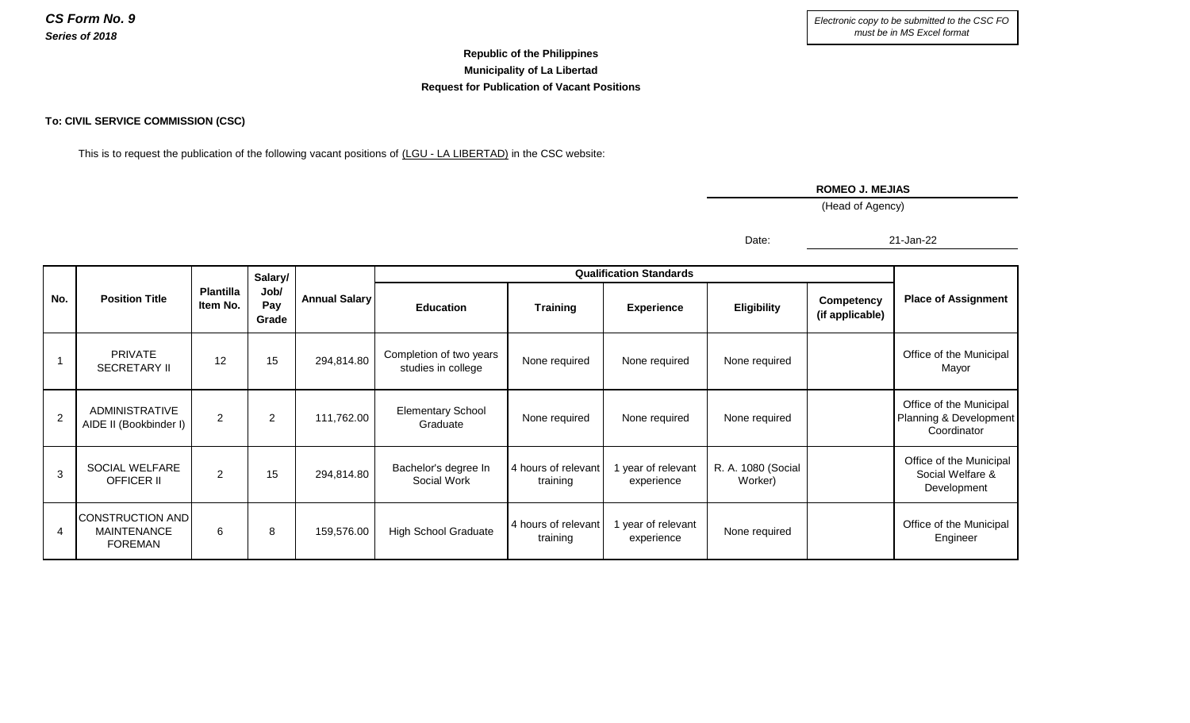***CS Form No. 9***
***Series of 2018***

*Electronic copy to be submitted to the CSC FO must be in MS Excel format*

**Republic of the Philippines**
**Municipality of La Libertad**
**Request for Publication of Vacant Positions**

**To: CIVIL SERVICE COMMISSION (CSC)**

This is to request the publication of the following vacant positions of (LGU - LA LIBERTAD) in the CSC website:

**ROMEO J. MEJIAS**
(Head of Agency)

Date: 21-Jan-22

| No. | Position Title | Plantilla Item No. | Salary/ Job/ Pay Grade | Annual Salary | Qualification Standards | | | | | Place of Assignment |
|---|---|---|---|---|---|---|---|---|---|---|
| | | | | | Education | Training | Experience | Eligibility | Competency (if applicable) | |
| 1 | PRIVATE SECRETARY II | 12 | 15 | 294,814.80 | Completion of two years studies in college | None required | None required | None required | | Office of the Municipal Mayor |
| 2 | ADMINISTRATIVE AIDE II (Bookbinder I) | 2 | 2 | 111,762.00 | Elementary School Graduate | None required | None required | None required | | Office of the Municipal Planning & Development Coordinator |
| 3 | SOCIAL WELFARE OFFICER II | 2 | 15 | 294,814.80 | Bachelor's degree In Social Work | 4 hours of relevant training | 1 year of relevant experience | R. A. 1080 (Social Worker) | | Office of the Municipal Social Welfare & Development |
| 4 | CONSTRUCTION AND MAINTENANCE FOREMAN | 6 | 8 | 159,576.00 | High School Graduate | 4 hours of relevant training | 1 year of relevant experience | None required | | Office of the Municipal Engineer |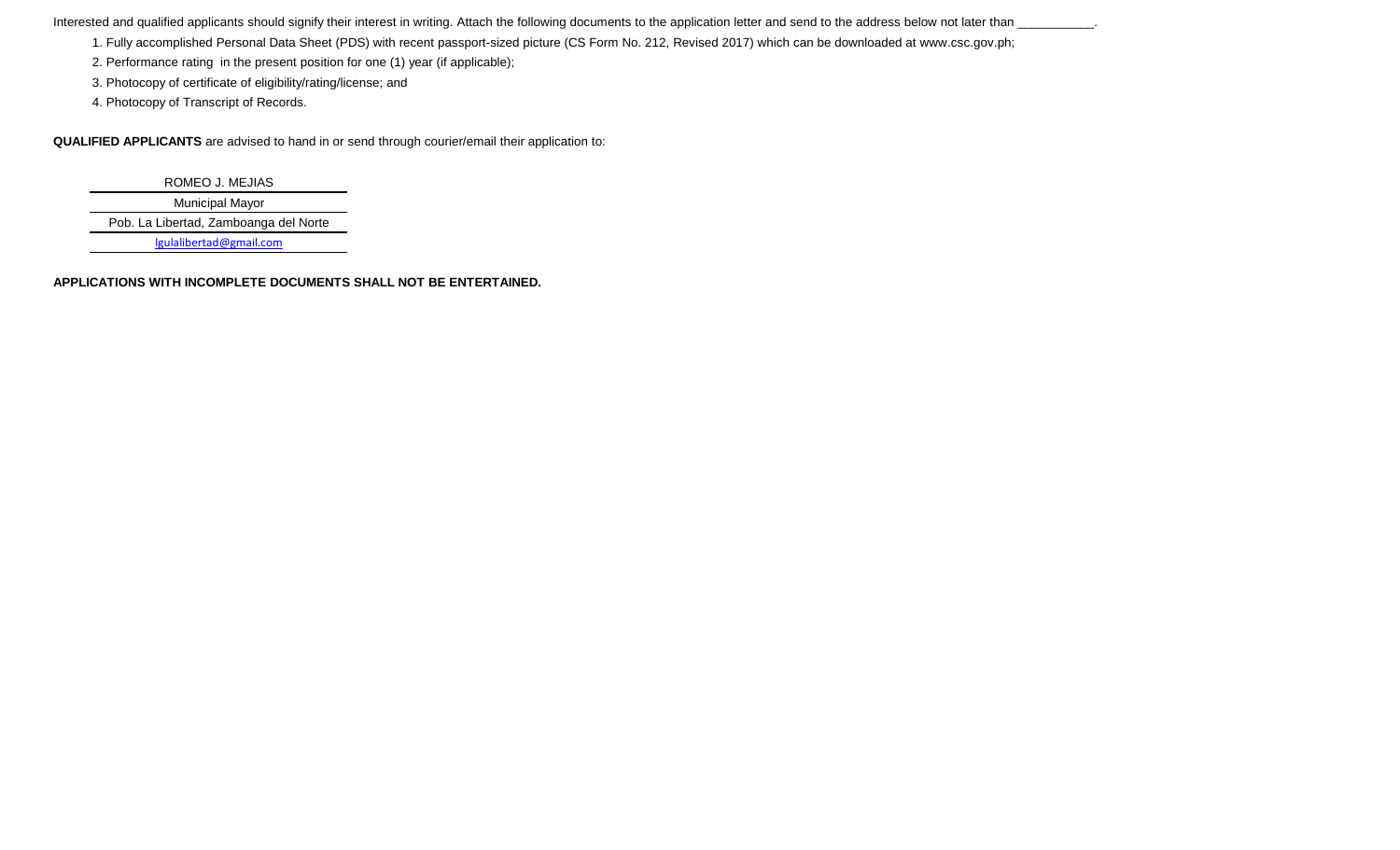Interested and qualified applicants should signify their interest in writing. Attach the following documents to the application letter and send to the address below not later than ___________.

1. Fully accomplished Personal Data Sheet (PDS) with recent passport-sized picture (CS Form No. 212, Revised 2017) which can be downloaded at www.csc.gov.ph;
2. Performance rating in the present position for one (1) year (if applicable);
3. Photocopy of certificate of eligibility/rating/license; and
4. Photocopy of Transcript of Records.

**QUALIFIED APPLICANTS** are advised to hand in or send through courier/email their application to:

ROMEO J. MEJIAS
Municipal Mayor
Pob. La Libertad, Zamboanga del Norte
lgulalibertad@gmail.com

**APPLICATIONS WITH INCOMPLETE DOCUMENTS SHALL NOT BE ENTERTAINED.**